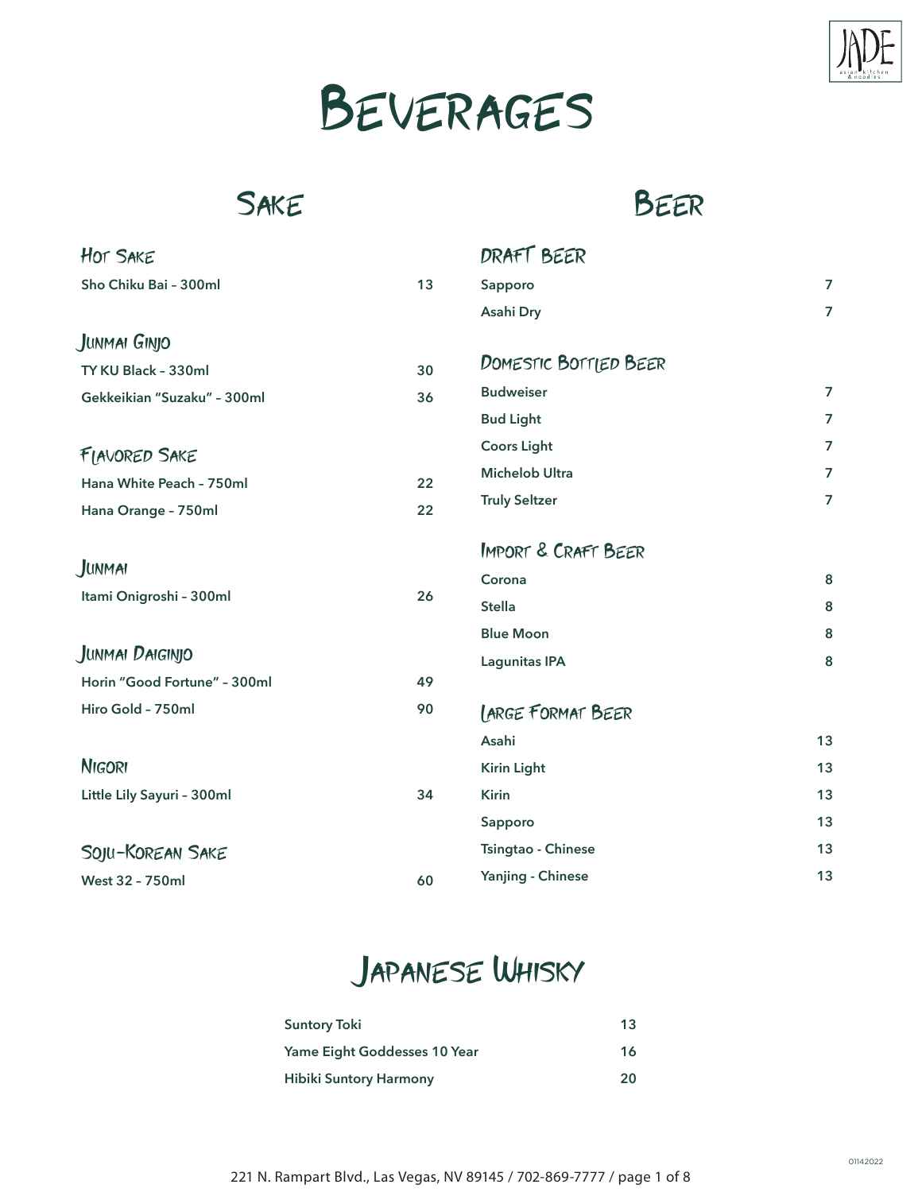# Beverages

## Sake

### Hot Sake

| | |
|---|---|
| **Sho Chiku Bai – 300ml** | **13** |

### Junmai Ginjo

| | |
|---|---|
| **TY KU Black – 330ml** | **30** |
| **Gekkeikian "Suzaku" – 300ml** | **36** |

### Flavored Sake

| | |
|---|---|
| **Hana White Peach – 750ml** | **22** |
| **Hana Orange – 750ml** | **22** |

### Junmai

| | |
|---|---|
| **Itami Onigroshi – 300ml** | **26** |

### Junmai Daiginjo

| | |
|---|---|
| **Horin "Good Fortune" – 300ml** | **49** |
| **Hiro Gold – 750ml** | **90** |

### Nigori

| | |
|---|---|
| **Little Lily Sayuri – 300ml** | **34** |

### Soju-Korean Sake

| | |
|---|---|
| **West 32 – 750ml** | **60** |

## Beer

### Draft Beer

| | |
|---|---|
| **Sapporo** | **7** |
| **Asahi Dry** | **7** |

### Domestic Bottled Beer

| | |
|---|---|
| **Budweiser** | **7** |
| **Bud Light** | **7** |
| **Coors Light** | **7** |
| **Michelob Ultra** | **7** |
| **Truly Seltzer** | **7** |

### Import & Craft Beer

| | |
|---|---|
| **Corona** | **8** |
| **Stella** | **8** |
| **Blue Moon** | **8** |
| **Lagunitas IPA** | **8** |

### Large Format Beer

| | |
|---|---|
| **Asahi** | **13** |
| **Kirin Light** | **13** |
| **Kirin** | **13** |
| **Sapporo** | **13** |
| **Tsingtao - Chinese** | **13** |
| **Yanjing - Chinese** | **13** |

## Japanese Whisky

| | |
|---|---|
| **Suntory Toki** | **13** |
| **Yame Eight Goddesses 10 Year** | **16** |
| **Hibiki Suntory Harmony** | **20** |

221 N. Rampart Blvd., Las Vegas, NV 89145 / 702-869-7777

01142022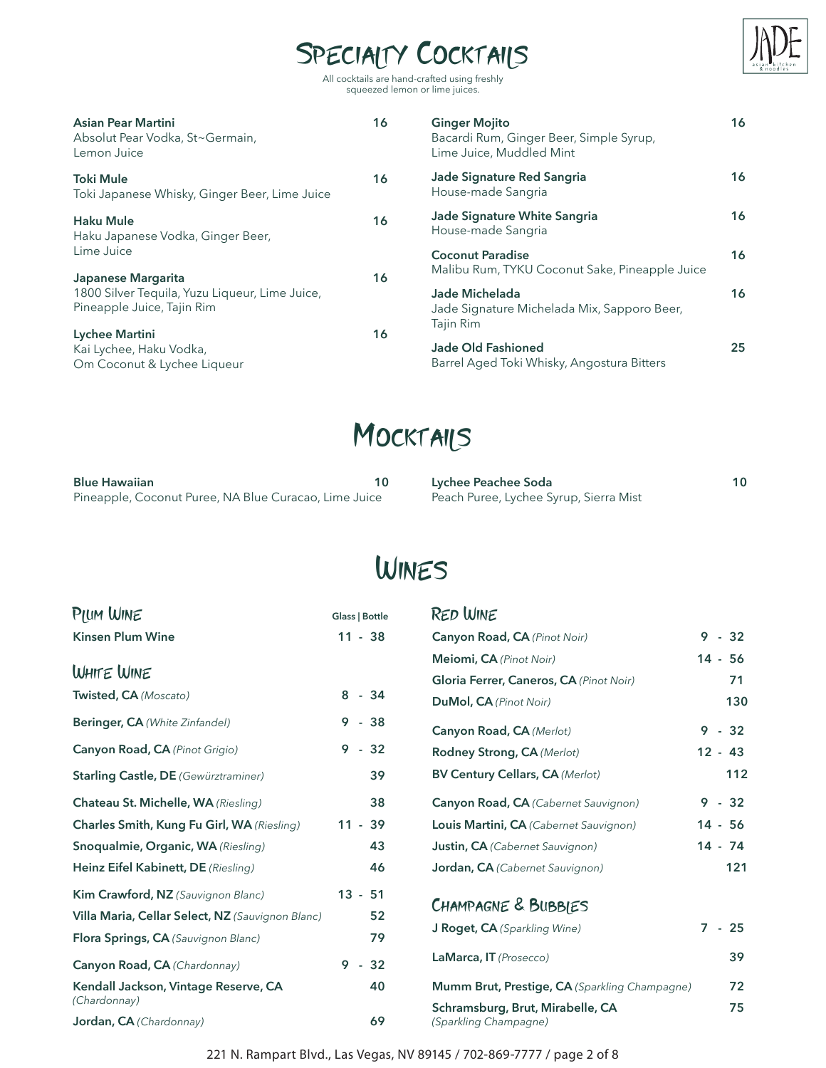# Specialty Cocktails

All cocktails are hand-crafted using freshly squeezed lemon or lime juices.

**Asian Pear Martini** 16
Absolut Pear Vodka, St~Germain, Lemon Juice

**Toki Mule** 16
Toki Japanese Whisky, Ginger Beer, Lime Juice

**Haku Mule** 16
Haku Japanese Vodka, Ginger Beer, Lime Juice

**Japanese Margarita** 16
1800 Silver Tequila, Yuzu Liqueur, Lime Juice, Pineapple Juice, Tajin Rim

**Lychee Martini** 16
Kai Lychee, Haku Vodka, Om Coconut & Lychee Liqueur

**Ginger Mojito** 16
Bacardi Rum, Ginger Beer, Simple Syrup, Lime Juice, Muddled Mint

**Jade Signature Red Sangria** 16
House-made Sangria

**Jade Signature White Sangria** 16
House-made Sangria

**Coconut Paradise** 16
Malibu Rum, TYKU Coconut Sake, Pineapple Juice

**Jade Michelada** 16
Jade Signature Michelada Mix, Sapporo Beer, Tajin Rim

**Jade Old Fashioned** 25
Barrel Aged Toki Whisky, Angostura Bitters

# Mocktails

**Blue Hawaiian** 10
Pineapple, Coconut Puree, NA Blue Curacao, Lime Juice

**Lychee Peachee Soda** 10
Peach Puree, Lychee Syrup, Sierra Mist

# Wines

## Plum Wine

| Wine | Glass \| Bottle |
|---|---|
| **Kinsen Plum Wine** | 11 - 38 |

## White Wine

| Wine | Glass \| Bottle |
|---|---|
| **Twisted, CA** *(Moscato)* | 8 - 34 |
| **Beringer, CA** *(White Zinfandel)* | 9 - 38 |
| **Canyon Road, CA** *(Pinot Grigio)* | 9 - 32 |
| **Starling Castle, DE** *(Gewürztraminer)* | 39 |
| **Chateau St. Michelle, WA** *(Riesling)* | 38 |
| **Charles Smith, Kung Fu Girl, WA** *(Riesling)* | 11 - 39 |
| **Snoqualmie, Organic, WA** *(Riesling)* | 43 |
| **Heinz Eifel Kabinett, DE** *(Riesling)* | 46 |
| **Kim Crawford, NZ** *(Sauvignon Blanc)* | 13 - 51 |
| **Villa Maria, Cellar Select, NZ** *(Sauvignon Blanc)* | 52 |
| **Flora Springs, CA** *(Sauvignon Blanc)* | 79 |
| **Canyon Road, CA** *(Chardonnay)* | 9 - 32 |
| **Kendall Jackson, Vintage Reserve, CA** *(Chardonnay)* | 40 |
| **Jordan, CA** *(Chardonnay)* | 69 |

## Red Wine

| Wine | Glass \| Bottle |
|---|---|
| **Canyon Road, CA** *(Pinot Noir)* | 9 - 32 |
| **Meiomi, CA** *(Pinot Noir)* | 14 - 56 |
| **Gloria Ferrer, Caneros, CA** *(Pinot Noir)* | 71 |
| **DuMol, CA** *(Pinot Noir)* | 130 |
| **Canyon Road, CA** *(Merlot)* | 9 - 32 |
| **Rodney Strong, CA** *(Merlot)* | 12 - 43 |
| **BV Century Cellars, CA** *(Merlot)* | 112 |
| **Canyon Road, CA** *(Cabernet Sauvignon)* | 9 - 32 |
| **Louis Martini, CA** *(Cabernet Sauvignon)* | 14 - 56 |
| **Justin, CA** *(Cabernet Sauvignon)* | 14 - 74 |
| **Jordan, CA** *(Cabernet Sauvignon)* | 121 |

## Champagne & Bubbles

| Wine | Glass \| Bottle |
|---|---|
| **J Roget, CA** *(Sparkling Wine)* | 7 - 25 |
| **LaMarca, IT** *(Prosecco)* | 39 |
| **Mumm Brut, Prestige, CA** *(Sparkling Champagne)* | 72 |
| **Schramsburg, Brut, Mirabelle, CA** *(Sparkling Champagne)* | 75 |

221 N. Rampart Blvd., Las Vegas, NV 89145 / 702-869-7777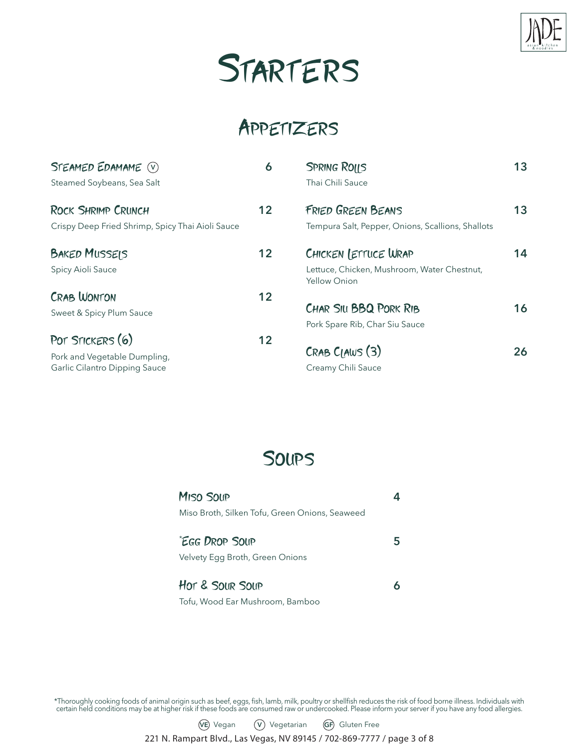# Starters

## Appetizers

**Steamed Edamame** (V) — 6
Steamed Soybeans, Sea Salt

**Rock Shrimp Crunch** — 12
Crispy Deep Fried Shrimp, Spicy Thai Aioli Sauce

**Baked Mussels** — 12
Spicy Aioli Sauce

**Crab Wonton** — 12
Sweet & Spicy Plum Sauce

**Pot Stickers (6)** — 12
Pork and Vegetable Dumpling,
Garlic Cilantro Dipping Sauce

**Spring Rolls** — 13
Thai Chili Sauce

**Fried Green Beans** — 13
Tempura Salt, Pepper, Onions, Scallions, Shallots

**Chicken Lettuce Wrap** — 14
Lettuce, Chicken, Mushroom, Water Chestnut,
Yellow Onion

**Char Siu BBQ Pork Rib** — 16
Pork Spare Rib, Char Siu Sauce

**Crab Claws (3)** — 26
Creamy Chili Sauce

## Soups

**Miso Soup** — 4
Miso Broth, Silken Tofu, Green Onions, Seaweed

***Egg Drop Soup** — 5
Velvety Egg Broth, Green Onions

**Hot & Sour Soup** — 6
Tofu, Wood Ear Mushroom, Bamboo

*Thoroughly cooking foods of animal origin such as beef, eggs, fish, lamb, milk, poultry or shellfish reduces the risk of food borne illness. Individuals with certain held conditions may be at higher risk if these foods are consumed raw or undercooked. Please inform your server if you have any food allergies.

(VE) Vegan (V) Vegetarian (GF) Gluten Free

221 N. Rampart Blvd., Las Vegas, NV 89145 / 702-869-7777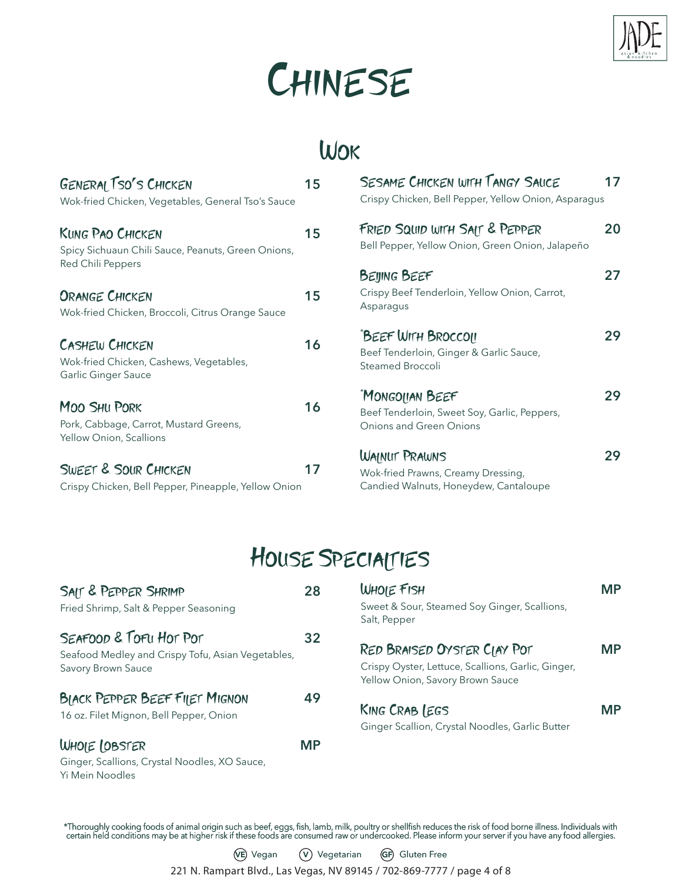# Chinese

## Wok

**General Tso's Chicken** 15
Wok-fried Chicken, Vegetables, General Tso's Sauce

**Kung Pao Chicken** 15
Spicy Sichuaun Chili Sauce, Peanuts, Green Onions, Red Chili Peppers

**Orange Chicken** 15
Wok-fried Chicken, Broccoli, Citrus Orange Sauce

**Cashew Chicken** 16
Wok-fried Chicken, Cashews, Vegetables, Garlic Ginger Sauce

**Moo Shu Pork** 16
Pork, Cabbage, Carrot, Mustard Greens, Yellow Onion, Scallions

**Sweet & Sour Chicken** 17
Crispy Chicken, Bell Pepper, Pineapple, Yellow Onion

**Sesame Chicken with Tangy Sauce** 17
Crispy Chicken, Bell Pepper, Yellow Onion, Asparagus

**Fried Squid with Salt & Pepper** 20
Bell Pepper, Yellow Onion, Green Onion, Jalapeño

**Beijing Beef** 27
Crispy Beef Tenderloin, Yellow Onion, Carrot, Asparagus

**\*Beef With Broccoli** 29
Beef Tenderloin, Ginger & Garlic Sauce, Steamed Broccoli

**\*Mongolian Beef** 29
Beef Tenderloin, Sweet Soy, Garlic, Peppers, Onions and Green Onions

**Walnut Prawns** 29
Wok-fried Prawns, Creamy Dressing, Candied Walnuts, Honeydew, Cantaloupe

## House Specialties

**Salt & Pepper Shrimp** 28
Fried Shrimp, Salt & Pepper Seasoning

**Seafood & Tofu Hot Pot** 32
Seafood Medley and Crispy Tofu, Asian Vegetables, Savory Brown Sauce

**Black Pepper Beef Filet Mignon** 49
16 oz. Filet Mignon, Bell Pepper, Onion

**Whole Lobster** MP
Ginger, Scallions, Crystal Noodles, XO Sauce, Yi Mein Noodles

**Whole Fish** MP
Sweet & Sour, Steamed Soy Ginger, Scallions, Salt, Pepper

**Red Braised Oyster Clay Pot** MP
Crispy Oyster, Lettuce, Scallions, Garlic, Ginger, Yellow Onion, Savory Brown Sauce

**King Crab Legs** MP
Ginger Scallion, Crystal Noodles, Garlic Butter

*Thoroughly cooking foods of animal origin such as beef, eggs, fish, lamb, milk, poultry or shellfish reduces the risk of food borne illness. Individuals with certain held conditions may be at higher risk if these foods are consumed raw or undercooked. Please inform your server if you have any food allergies.

(VE) Vegan (V) Vegetarian (GF) Gluten Free

221 N. Rampart Blvd., Las Vegas, NV 89145 / 702-869-7777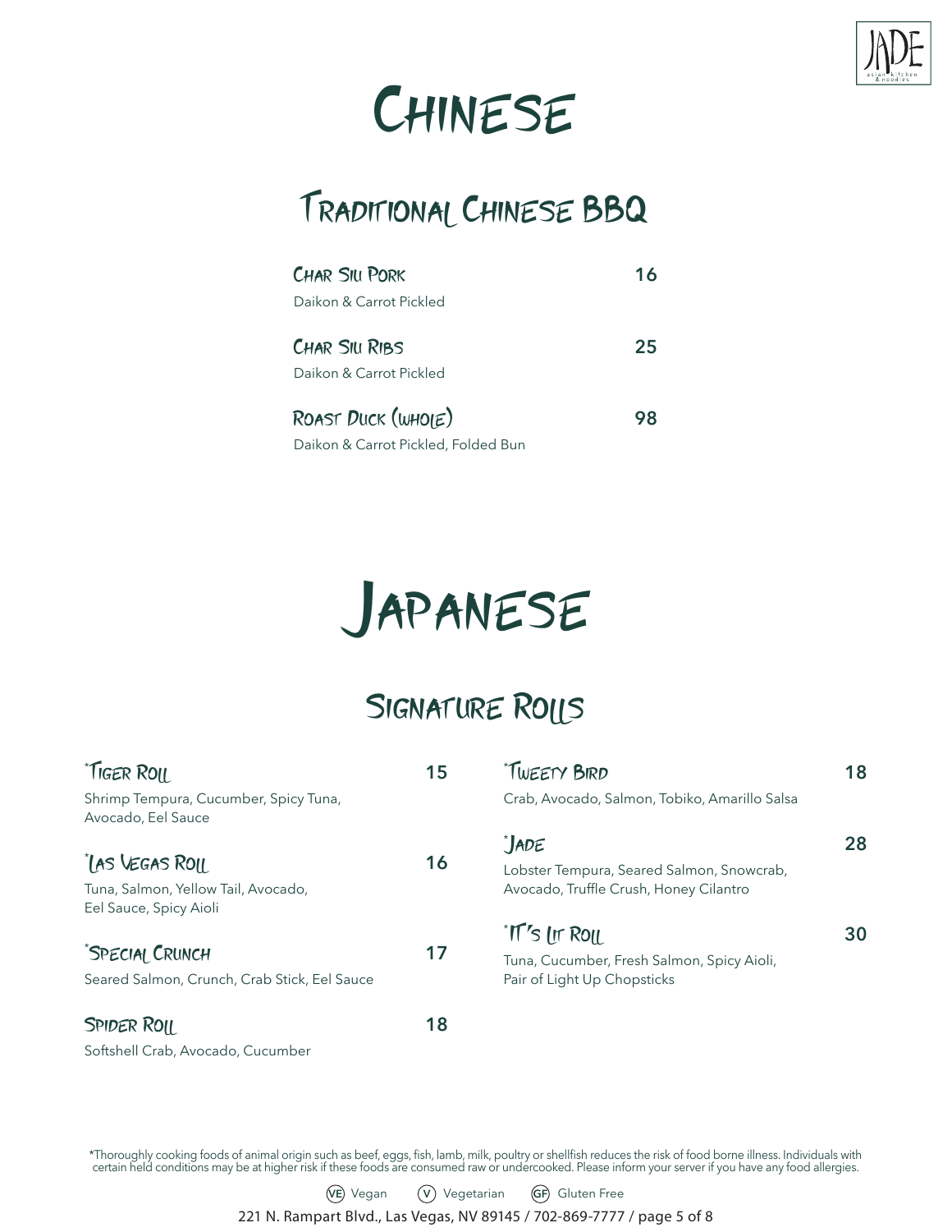# Chinese

## Traditional Chinese BBQ

**Char Siu Pork** 16
Daikon & Carrot Pickled

**Char Siu Ribs** 25
Daikon & Carrot Pickled

**Roast Duck (Whole)** 98
Daikon & Carrot Pickled, Folded Bun

# Japanese

## Signature Rolls

**\*Tiger Roll** 15
Shrimp Tempura, Cucumber, Spicy Tuna, Avocado, Eel Sauce

**\*Las Vegas Roll** 16
Tuna, Salmon, Yellow Tail, Avocado, Eel Sauce, Spicy Aioli

**\*Special Crunch** 17
Seared Salmon, Crunch, Crab Stick, Eel Sauce

**Spider Roll** 18
Softshell Crab, Avocado, Cucumber

**\*Tweety Bird** 18
Crab, Avocado, Salmon, Tobiko, Amarillo Salsa

**\*Jade** 28
Lobster Tempura, Seared Salmon, Snowcrab, Avocado, Truffle Crush, Honey Cilantro

**\*It's Lit Roll** 30
Tuna, Cucumber, Fresh Salmon, Spicy Aioli, Pair of Light Up Chopsticks

*Thoroughly cooking foods of animal origin such as beef, eggs, fish, lamb, milk, poultry or shellfish reduces the risk of food borne illness. Individuals with certain held conditions may be at higher risk if these foods are consumed raw or undercooked. Please inform your server if you have any food allergies.

(VE) Vegan (V) Vegetarian (GF) Gluten Free

221 N. Rampart Blvd., Las Vegas, NV 89145 / 702-869-7777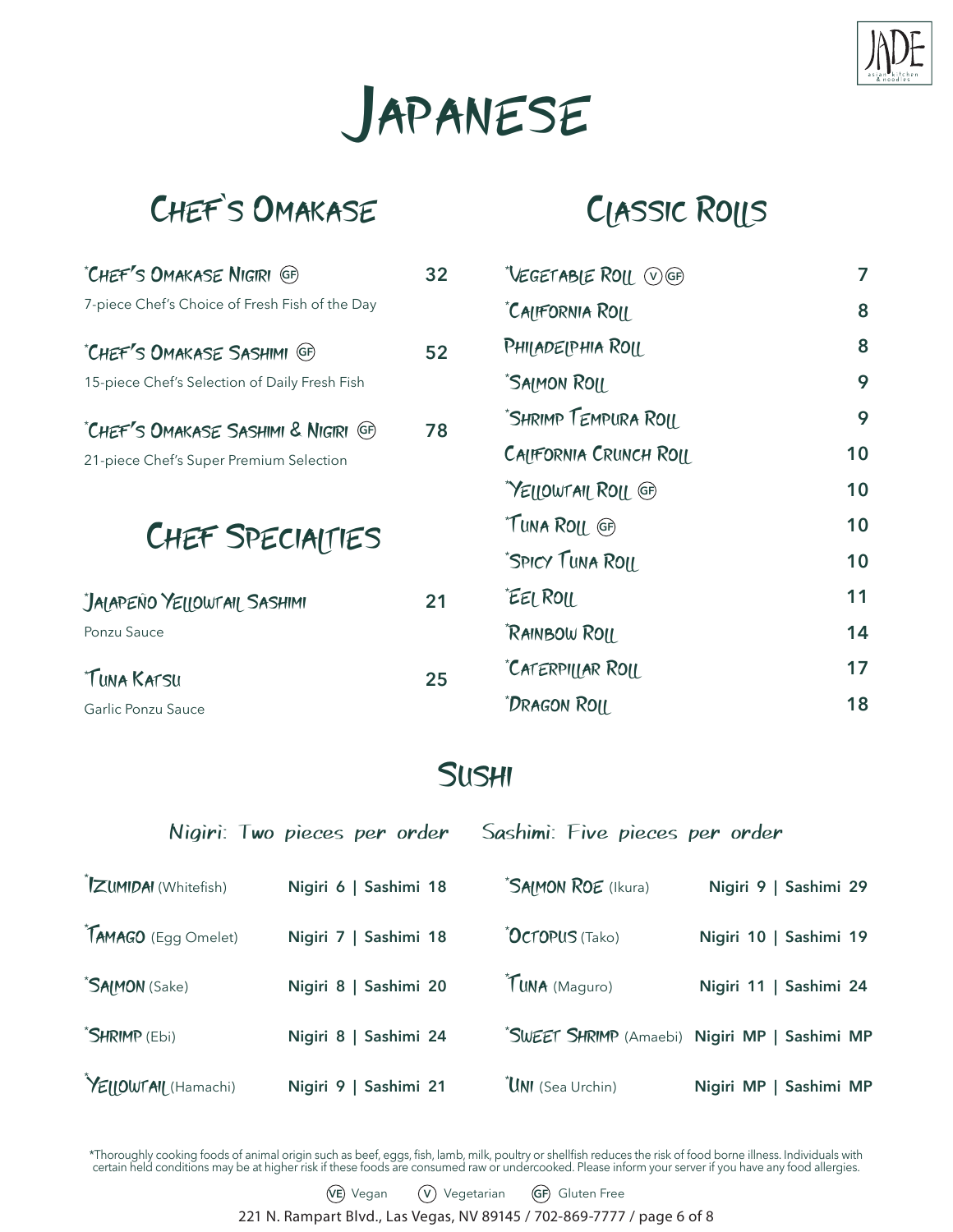# Japanese

## Chef's Omakase

**\*Chef's Omakase Nigiri** (GF) — **32**
7-piece Chef's Choice of Fresh Fish of the Day

**\*Chef's Omakase Sashimi** (GF) — **52**
15-piece Chef's Selection of Daily Fresh Fish

**\*Chef's Omakase Sashimi & Nigiri** (GF) — **78**
21-piece Chef's Super Premium Selection

## Chef Specialties

**\*Jalapeño Yellowtail Sashimi** — **21**
Ponzu Sauce

**\*Tuna Katsu** — **25**
Garlic Ponzu Sauce

## Classic Rolls

| Item | Price |
| --- | --- |
| \*Vegetable Roll (V) (GF) | 7 |
| \*California Roll | 8 |
| Philadelphia Roll | 8 |
| \*Salmon Roll | 9 |
| \*Shrimp Tempura Roll | 9 |
| California Crunch Roll | 10 |
| \*Yellowtail Roll (GF) | 10 |
| \*Tuna Roll (GF) | 10 |
| \*Spicy Tuna Roll | 10 |
| \*Eel Roll | 11 |
| \*Rainbow Roll | 14 |
| \*Caterpillar Roll | 17 |
| \*Dragon Roll | 18 |

## Sushi

*Nigiri: Two pieces per order* *Sashimi: Five pieces per order*

| Item | Nigiri | Sashimi |
| --- | --- | --- |
| \*Izumidai (Whitefish) | 6 | 18 |
| \*Tamago (Egg Omelet) | 7 | 18 |
| \*Salmon (Sake) | 8 | 20 |
| \*Shrimp (Ebi) | 8 | 24 |
| \*Yellowtail (Hamachi) | 9 | 21 |
| \*Salmon Roe (Ikura) | 9 | 29 |
| \*Octopus (Tako) | 10 | 19 |
| \*Tuna (Maguro) | 11 | 24 |
| \*Sweet Shrimp (Amaebi) | MP | MP |
| \*Uni (Sea Urchin) | MP | MP |

\*Thoroughly cooking foods of animal origin such as beef, eggs, fish, lamb, milk, poultry or shellfish reduces the risk of food borne illness. Individuals with certain held conditions may be at higher risk if these foods are consumed raw or undercooked. Please inform your server if you have any food allergies.

(VE) Vegan (V) Vegetarian (GF) Gluten Free

221 N. Rampart Blvd., Las Vegas, NV 89145 / 702-869-7777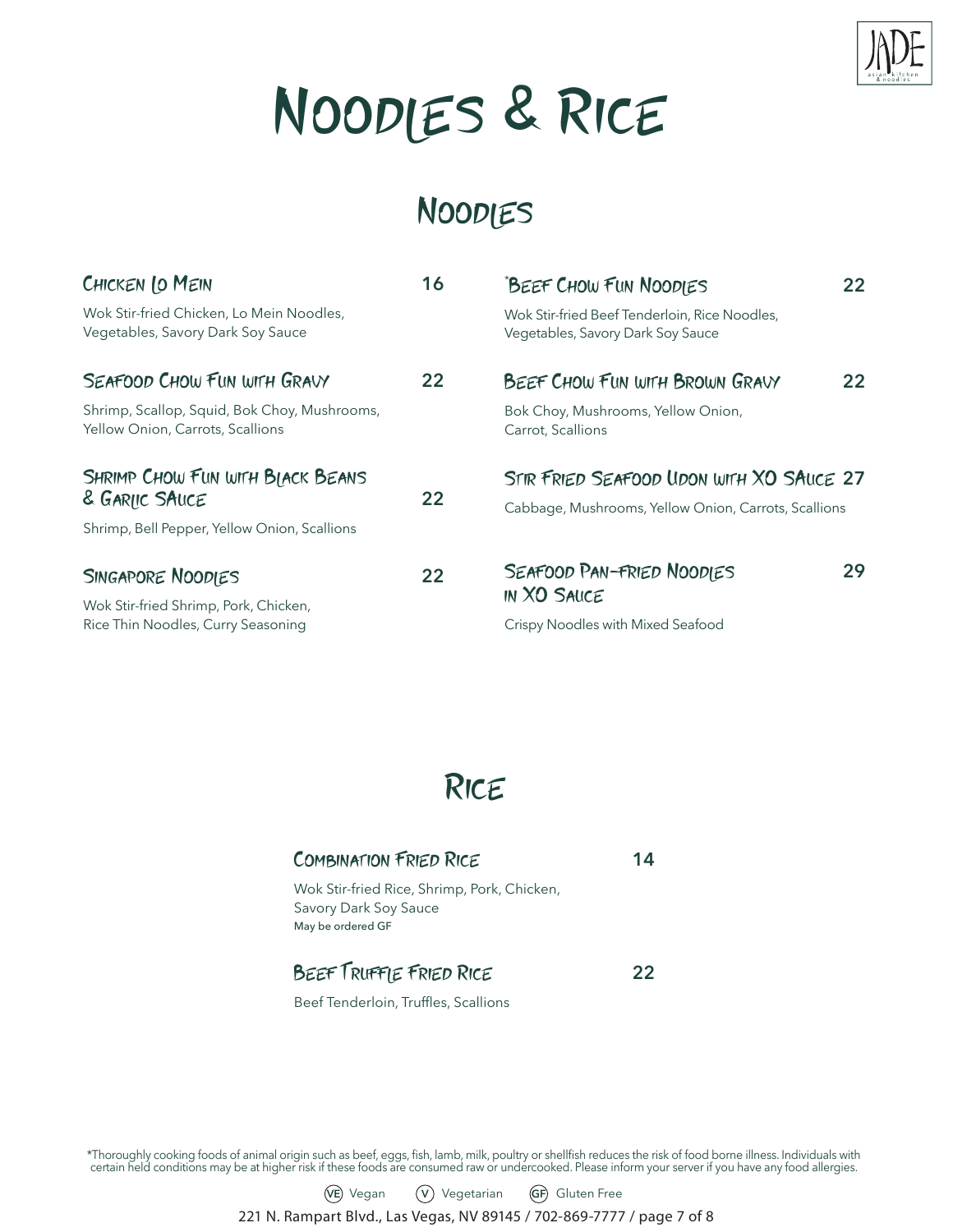# Noodles & Rice

## Noodles

### Chicken Lo Mein — 16

Wok Stir-fried Chicken, Lo Mein Noodles, Vegetables, Savory Dark Soy Sauce

### Seafood Chow Fun with Gravy — 22

Shrimp, Scallop, Squid, Bok Choy, Mushrooms, Yellow Onion, Carrots, Scallions

### Shrimp Chow Fun with Black Beans & Garlic Sauce — 22

Shrimp, Bell Pepper, Yellow Onion, Scallions

### Singapore Noodles — 22

Wok Stir-fried Shrimp, Pork, Chicken, Rice Thin Noodles, Curry Seasoning

### *Beef Chow Fun Noodles — 22

Wok Stir-fried Beef Tenderloin, Rice Noodles, Vegetables, Savory Dark Soy Sauce

### Beef Chow Fun with Brown Gravy — 22

Bok Choy, Mushrooms, Yellow Onion, Carrot, Scallions

### Stir Fried Seafood Udon with XO Sauce — 27

Cabbage, Mushrooms, Yellow Onion, Carrots, Scallions

### Seafood Pan-Fried Noodles in XO Sauce — 29

Crispy Noodles with Mixed Seafood

## Rice

### Combination Fried Rice — 14

Wok Stir-fried Rice, Shrimp, Pork, Chicken, Savory Dark Soy Sauce

May be ordered GF

### Beef Truffle Fried Rice — 22

Beef Tenderloin, Truffles, Scallions

*Thoroughly cooking foods of animal origin such as beef, eggs, fish, lamb, milk, poultry or shellfish reduces the risk of food borne illness. Individuals with certain held conditions may be at higher risk if these foods are consumed raw or undercooked. Please inform your server if you have any food allergies.

(VE) Vegan (V) Vegetarian (GF) Gluten Free

221 N. Rampart Blvd., Las Vegas, NV 89145 / 702-869-7777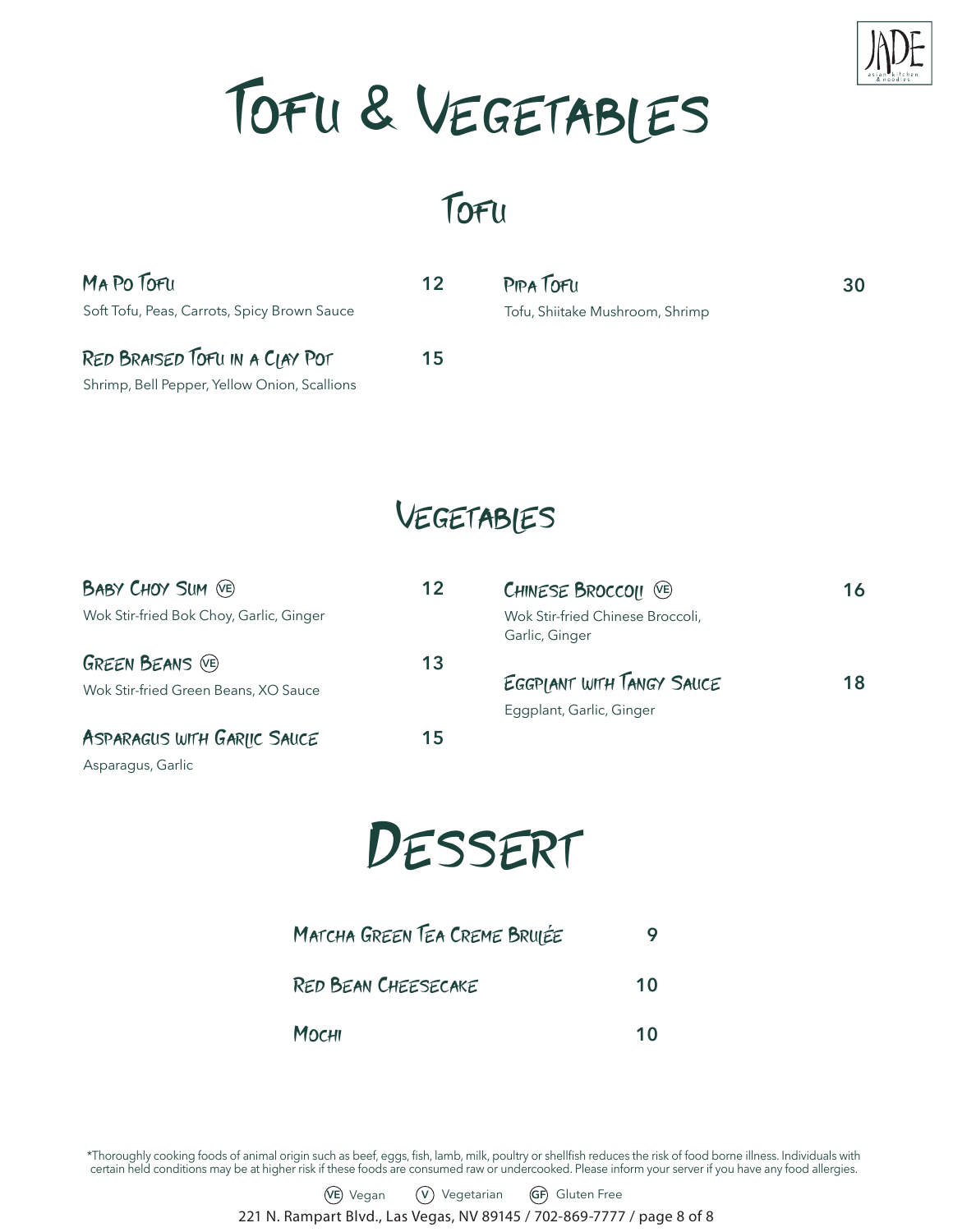# Tofu & Vegetables

## Tofu

### Ma Po Tofu — 12
Soft Tofu, Peas, Carrots, Spicy Brown Sauce

### Red Braised Tofu in a Clay Pot — 15
Shrimp, Bell Pepper, Yellow Onion, Scallions

### Pipa Tofu — 30
Tofu, Shiitake Mushroom, Shrimp

## Vegetables

### Baby Choy Sum (VE) — 12
Wok Stir-fried Bok Choy, Garlic, Ginger

### Green Beans (VE) — 13
Wok Stir-fried Green Beans, XO Sauce

### Asparagus with Garlic Sauce — 15
Asparagus, Garlic

### Chinese Broccoli (VE) — 16
Wok Stir-fried Chinese Broccoli, Garlic, Ginger

### Eggplant with Tangy Sauce — 18
Eggplant, Garlic, Ginger

# Dessert

| | |
|---|---|
| Matcha Green Tea Creme Brulée | 9 |
| Red Bean Cheesecake | 10 |
| Mochi | 10 |

*Thoroughly cooking foods of animal origin such as beef, eggs, fish, lamb, milk, poultry or shellfish reduces the risk of food borne illness. Individuals with certain held conditions may be at higher risk if these foods are consumed raw or undercooked. Please inform your server if you have any food allergies.

(VE) Vegan (V) Vegetarian (GF) Gluten Free

221 N. Rampart Blvd., Las Vegas, NV 89145 / 702-869-7777